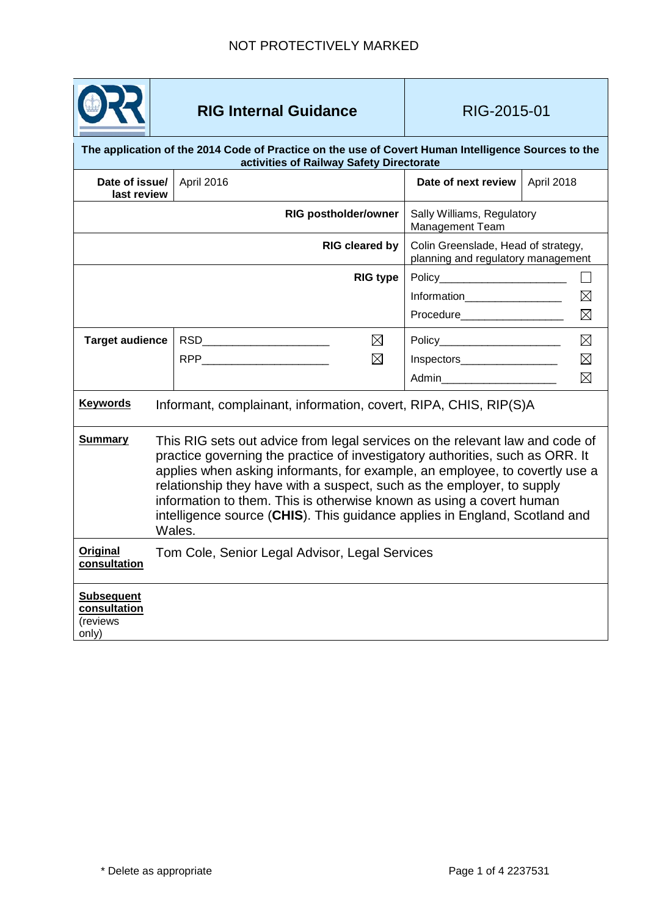NOT PROTECTIVELY MARKED

| | **RIG Internal Guidance** | RIG-2015-01 | |
|---|---|---|---|
| **The application of the 2014 Code of Practice on the use of Covert Human Intelligence Sources to the activities of Railway Safety Directorate** | | | |
| **Date of issue/ last review** | April 2016 | **Date of next review** | April 2018 |
| **RIG postholder/owner** | | Sally Williams, Regulatory Management Team | |
| **RIG cleared by** | | Colin Greenslade, Head of strategy, planning and regulatory management | |
| **RIG type** | | Policy ☐<br>Information ☒<br>Procedure ☒ | |
| **Target audience** | RSD ☒<br>RPP ☒ | Policy ☒<br>Inspectors ☒<br>Admin ☒ | |

**Keywords**: Informant, complainant, information, covert, RIPA, CHIS, RIP(S)A

**Summary**: This RIG sets out advice from legal services on the relevant law and code of practice governing the practice of investigatory authorities, such as ORR. It applies when asking informants, for example, an employee, to covertly use a relationship they have with a suspect, such as the employer, to supply information to them. This is otherwise known as using a covert human intelligence source (**CHIS**). This guidance applies in England, Scotland and Wales.

**Original consultation**: Tom Cole, Senior Legal Advisor, Legal Services

**Subsequent consultation** (reviews only):

\* Delete as appropriate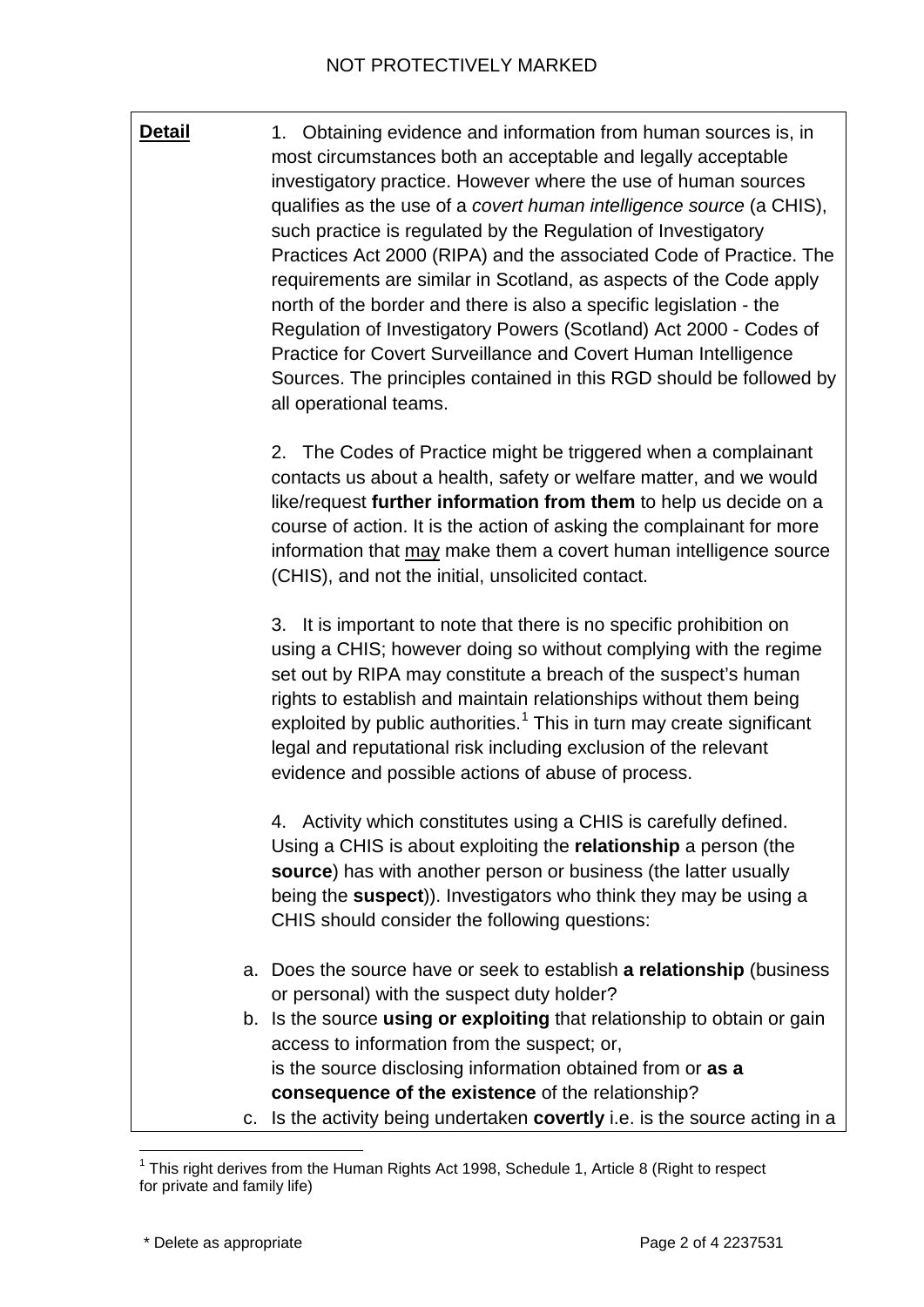**Detail**

1. Obtaining evidence and information from human sources is, in most circumstances both an acceptable and legally acceptable investigatory practice. However where the use of human sources qualifies as the use of a *covert human intelligence source* (a CHIS), such practice is regulated by the Regulation of Investigatory Practices Act 2000 (RIPA) and the associated Code of Practice. The requirements are similar in Scotland, as aspects of the Code apply north of the border and there is also a specific legislation - the Regulation of Investigatory Powers (Scotland) Act 2000 - Codes of Practice for Covert Surveillance and Covert Human Intelligence Sources. The principles contained in this RGD should be followed by all operational teams.

2. The Codes of Practice might be triggered when a complainant contacts us about a health, safety or welfare matter, and we would like/request **further information from them** to help us decide on a course of action. It is the action of asking the complainant for more information that <u>may</u> make them a covert human intelligence source (CHIS), and not the initial, unsolicited contact.

3. It is important to note that there is no specific prohibition on using a CHIS; however doing so without complying with the regime set out by RIPA may constitute a breach of the suspect's human rights to establish and maintain relationships without them being exploited by public authorities.[1] This in turn may create significant legal and reputational risk including exclusion of the relevant evidence and possible actions of abuse of process.

4. Activity which constitutes using a CHIS is carefully defined. Using a CHIS is about exploiting the **relationship** a person (the **source**) has with another person or business (the latter usually being the **suspect**)). Investigators who think they may be using a CHIS should consider the following questions:

a. Does the source have or seek to establish **a relationship** (business or personal) with the suspect duty holder?

b. Is the source **using or exploiting** that relationship to obtain or gain access to information from the suspect; or,
is the source disclosing information obtained from or **as a consequence of the existence** of the relationship?

c. Is the activity being undertaken **covertly** i.e. is the source acting in a

---

[1] This right derives from the Human Rights Act 1998, Schedule 1, Article 8 (Right to respect for private and family life)

\* Delete as appropriate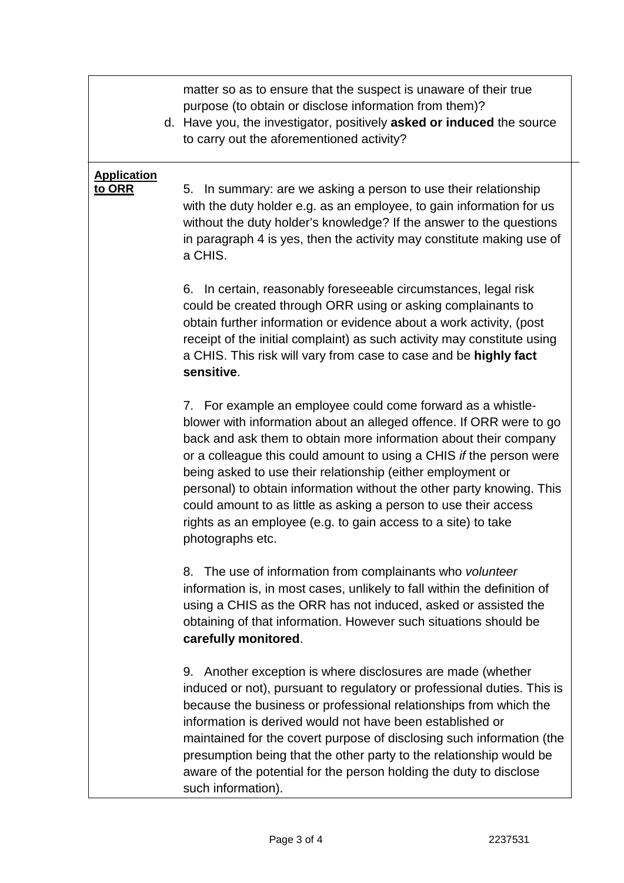| | |
|---|---|
| | matter so as to ensure that the suspect is unaware of their true purpose (to obtain or disclose information from them)?<br>d. Have you, the investigator, positively **asked or induced** the source to carry out the aforementioned activity? |
| **Application to ORR** | 5. In summary: are we asking a person to use their relationship with the duty holder e.g. as an employee, to gain information for us without the duty holder's knowledge? If the answer to the questions in paragraph 4 is yes, then the activity may constitute making use of a CHIS.<br><br>6. In certain, reasonably foreseeable circumstances, legal risk could be created through ORR using or asking complainants to obtain further information or evidence about a work activity, (post receipt of the initial complaint) as such activity may constitute using a CHIS. This risk will vary from case to case and be **highly fact sensitive**.<br><br>7. For example an employee could come forward as a whistle-blower with information about an alleged offence. If ORR were to go back and ask them to obtain more information about their company or a colleague this could amount to using a CHIS *if* the person were being asked to use their relationship (either employment or personal) to obtain information without the other party knowing. This could amount to as little as asking a person to use their access rights as an employee (e.g. to gain access to a site) to take photographs etc.<br><br>8. The use of information from complainants who *volunteer* information is, in most cases, unlikely to fall within the definition of using a CHIS as the ORR has not induced, asked or assisted the obtaining of that information. However such situations should be **carefully monitored**.<br><br>9. Another exception is where disclosures are made (whether induced or not), pursuant to regulatory or professional duties. This is because the business or professional relationships from which the information is derived would not have been established or maintained for the covert purpose of disclosing such information (the presumption being that the other party to the relationship would be aware of the potential for the person holding the duty to disclose such information). |

2237531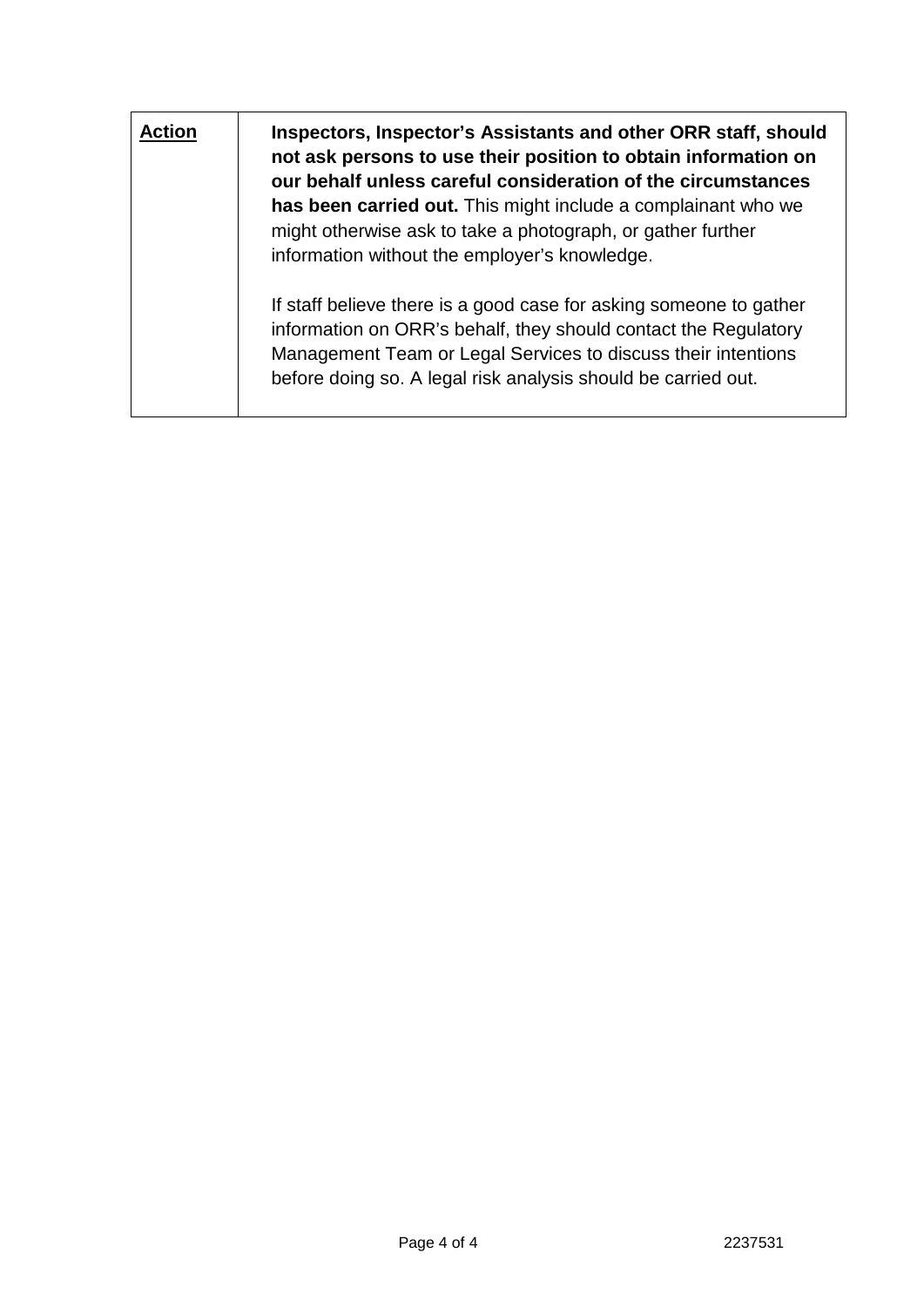| | |
|---|---|
| **Action** | **Inspectors, Inspector's Assistants and other ORR staff, should not ask persons to use their position to obtain information on our behalf unless careful consideration of the circumstances has been carried out.** This might include a complainant who we might otherwise ask to take a photograph, or gather further information without the employer's knowledge.<br><br>If staff believe there is a good case for asking someone to gather information on ORR's behalf, they should contact the Regulatory Management Team or Legal Services to discuss their intentions before doing so. A legal risk analysis should be carried out. |